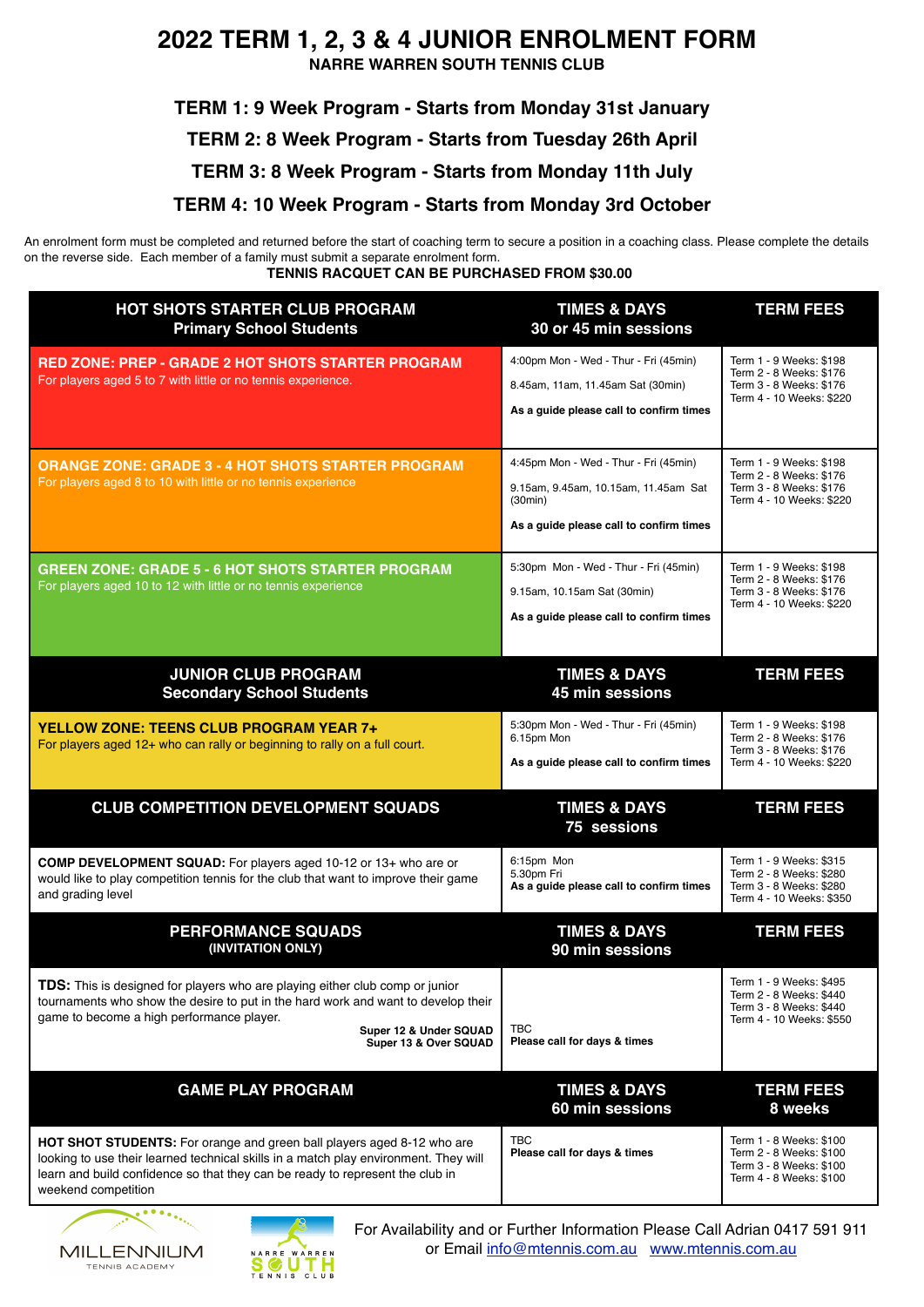# 2022 TERM 1, 2, 3 & 4 JUNIOR ENROLMENT FORM

**NARRE WARREN SOUTH TENNIS CLUB**

### TERM 1: 9 Week Program - Starts from Monday 31st January

### TERM 2: 8 Week Program - Starts from Tuesday 26th April

### TERM 3: 8 Week Program - Starts from Monday 11th July

### TERM 4: 10 Week Program - Starts from Monday 3rd October

An enrolment form must be completed and returned before the start of coaching term to secure a position in a coaching class. Please complete the details on the reverse side. Each member of a family must submit a separate enrolment form.

**TENNIS RACQUET CAN BE PURCHASED FROM $30.00**

| HOT SHOTS STARTER CLUB PROGRAM<br>Primary School Students | TIMES & DAYS<br>30 or 45 min sessions | TERM FEES |
|---|---|---|
| **RED ZONE: PREP - GRADE 2 HOT SHOTS STARTER PROGRAM**<br>For players aged 5 to 7 with little or no tennis experience. | 4:00pm Mon - Wed - Thur - Fri (45min)<br>8.45am, 11am, 11.45am Sat (30min)<br>**As a guide please call to confirm times** | Term 1 - 9 Weeks: $198<br>Term 2 - 8 Weeks: $176<br>Term 3 - 8 Weeks: $176<br>Term 4 - 10 Weeks: $220 |
| **ORANGE ZONE: GRADE 3 - 4 HOT SHOTS STARTER PROGRAM**<br>For players aged 8 to 10 with little or no tennis experience | 4:45pm Mon - Wed - Thur - Fri (45min)<br>9.15am, 9.45am, 10.15am, 11.45am Sat (30min)<br>**As a guide please call to confirm times** | Term 1 - 9 Weeks: $198<br>Term 2 - 8 Weeks: $176<br>Term 3 - 8 Weeks: $176<br>Term 4 - 10 Weeks: $220 |
| **GREEN ZONE: GRADE 5 - 6 HOT SHOTS STARTER PROGRAM**<br>For players aged 10 to 12 with little or no tennis experience | 5:30pm Mon - Wed - Thur - Fri (45min)<br>9.15am, 10.15am Sat (30min)<br>**As a guide please call to confirm times** | Term 1 - 9 Weeks: $198<br>Term 2 - 8 Weeks: $176<br>Term 3 - 8 Weeks: $176<br>Term 4 - 10 Weeks: $220 |
| **JUNIOR CLUB PROGRAM<br>Secondary School Students** | **TIMES & DAYS<br>45 min sessions** | **TERM FEES** |
| **YELLOW ZONE: TEENS CLUB PROGRAM YEAR 7+**<br>For players aged 12+ who can rally or beginning to rally on a full court. | 5:30pm Mon - Wed - Thur - Fri (45min)<br>6.15pm Mon<br>**As a guide please call to confirm times** | Term 1 - 9 Weeks: $198<br>Term 2 - 8 Weeks: $176<br>Term 3 - 8 Weeks: $176<br>Term 4 - 10 Weeks: $220 |
| **CLUB COMPETITION DEVELOPMENT SQUADS** | **TIMES & DAYS<br>75 sessions** | **TERM FEES** |
| **COMP DEVELOPMENT SQUAD:** For players aged 10-12 or 13+ who are or would like to play competition tennis for the club that want to improve their game and grading level | 6:15pm Mon<br>5.30pm Fri<br>**As a guide please call to confirm times** | Term 1 - 9 Weeks: $315<br>Term 2 - 8 Weeks: $280<br>Term 3 - 8 Weeks: $280<br>Term 4 - 10 Weeks: $350 |
| **PERFORMANCE SQUADS<br>(INVITATION ONLY)** | **TIMES & DAYS<br>90 min sessions** | **TERM FEES** |
| **TDS:** This is designed for players who are playing either club comp or junior tournaments who show the desire to put in the hard work and want to develop their game to become a high performance player.<br>**Super 12 & Under SQUAD**<br>**Super 13 & Over SQUAD** | TBC<br>**Please call for days & times** | Term 1 - 9 Weeks: $495<br>Term 2 - 8 Weeks: $440<br>Term 3 - 8 Weeks: $440<br>Term 4 - 10 Weeks: $550 |
| **GAME PLAY PROGRAM** | **TIMES & DAYS<br>60 min sessions** | **TERM FEES<br>8 weeks** |
| **HOT SHOT STUDENTS:** For orange and green ball players aged 8-12 who are looking to use their learned technical skills in a match play environment. They will learn and build confidence so that they can be ready to represent the club in weekend competition | TBC<br>**Please call for days & times** | Term 1 - 8 Weeks: $100<br>Term 2 - 8 Weeks: $100<br>Term 3 - 8 Weeks: $100<br>Term 4 - 8 Weeks: $100 |

MILLENNIUM TENNIS ACADEMY

NARRE WARREN SOUTH TENNIS CLUB

For Availability and or Further Information Please Call Adrian 0417 591 911
or Email info@mtennis.com.au www.mtennis.com.au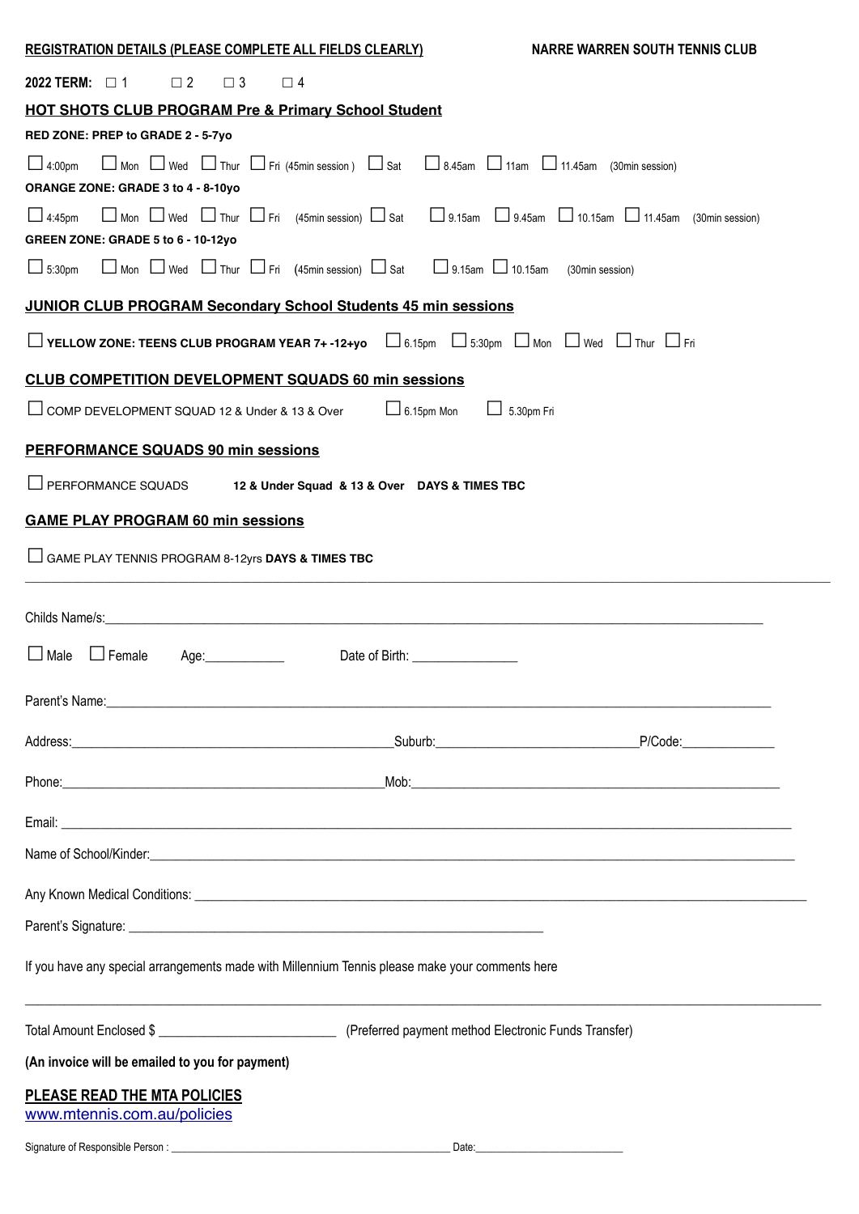**REGISTRATION DETAILS (PLEASE COMPLETE ALL FIELDS CLEARLY)** **NARRE WARREN SOUTH TENNIS CLUB**

**2022 TERM:** ☐ 1 ☐ 2 ☐ 3 ☐ 4

## HOT SHOTS CLUB PROGRAM Pre & Primary School Student

**RED ZONE: PREP to GRADE 2 - 5-7yo**

☐ 4:00pm ☐ Mon ☐ Wed ☐ Thur ☐ Fri (45min session ) ☐ Sat ☐ 8.45am ☐ 11am ☐ 11.45am (30min session)

**ORANGE ZONE: GRADE 3 to 4 - 8-10yo**

☐ 4:45pm ☐ Mon ☐ Wed ☐ Thur ☐ Fri (45min session) ☐ Sat ☐ 9.15am ☐ 9.45am ☐ 10.15am ☐ 11.45am (30min session)

**GREEN ZONE: GRADE 5 to 6 - 10-12yo**

☐ 5:30pm ☐ Mon ☐ Wed ☐ Thur ☐ Fri (45min session) ☐ Sat ☐ 9.15am ☐ 10.15am (30min session)

## JUNIOR CLUB PROGRAM Secondary School Students 45 min sessions

☐ **YELLOW ZONE: TEENS CLUB PROGRAM YEAR 7+ -12+yo** ☐ 6.15pm ☐ 5:30pm ☐ Mon ☐ Wed ☐ Thur ☐ Fri

## CLUB COMPETITION DEVELOPMENT SQUADS 60 min sessions

☐ COMP DEVELOPMENT SQUAD 12 & Under & 13 & Over ☐ 6.15pm Mon ☐ 5.30pm Fri

## PERFORMANCE SQUADS 90 min sessions

☐ PERFORMANCE SQUADS **12 & Under Squad & 13 & Over DAYS & TIMES TBC**

## GAME PLAY PROGRAM 60 min sessions

☐ GAME PLAY TENNIS PROGRAM 8-12yrs **DAYS & TIMES TBC**

---

Childs Name/s:\_\_\_\_\_\_\_\_\_\_\_\_\_\_\_\_\_\_\_\_\_\_\_\_\_\_\_\_\_\_\_\_\_\_\_\_\_\_\_\_

☐ Male ☐ Female Age:\_\_\_\_\_\_\_\_\_\_\_ Date of Birth: \_\_\_\_\_\_\_\_\_\_\_\_\_\_\_

Parent's Name:\_\_\_\_\_\_\_\_\_\_\_\_\_\_\_\_\_\_\_\_\_\_\_\_\_\_\_\_\_\_\_\_\_\_\_\_\_\_\_\_

Address:\_\_\_\_\_\_\_\_\_\_\_\_\_\_\_\_\_\_\_\_\_\_\_\_Suburb:\_\_\_\_\_\_\_\_\_\_\_\_\_\_\_\_\_\_P/Code:\_\_\_\_\_\_\_\_\_\_\_\_\_

Phone:\_\_\_\_\_\_\_\_\_\_\_\_\_\_\_\_\_\_\_\_\_\_\_\_Mob:\_\_\_\_\_\_\_\_\_\_\_\_\_\_\_\_\_\_\_\_\_\_\_\_

Email: \_\_\_\_\_\_\_\_\_\_\_\_\_\_\_\_\_\_\_\_\_\_\_\_\_\_\_\_\_\_\_\_\_\_\_\_\_\_\_\_

Name of School/Kinder:\_\_\_\_\_\_\_\_\_\_\_\_\_\_\_\_\_\_\_\_\_\_\_\_\_\_\_\_\_\_\_\_\_\_\_\_\_\_\_\_

Any Known Medical Conditions: \_\_\_\_\_\_\_\_\_\_\_\_\_\_\_\_\_\_\_\_\_\_\_\_\_\_\_\_\_\_\_\_\_\_\_\_\_\_\_\_

Parent's Signature: \_\_\_\_\_\_\_\_\_\_\_\_\_\_\_\_\_\_\_\_\_\_\_\_\_\_\_\_\_\_\_\_\_\_\_\_\_\_\_\_

If you have any special arrangements made with Millennium Tennis please make your comments here

---

Total Amount Enclosed $ \_\_\_\_\_\_\_\_\_\_\_\_\_\_\_\_\_\_\_\_\_\_\_\_\_ (Preferred payment method Electronic Funds Transfer)

**(An invoice will be emailed to you for payment)**

**PLEASE READ THE MTA POLICIES**
www.mtennis.com.au/policies

Signature of Responsible Person : \_\_\_\_\_\_\_\_\_\_\_\_\_\_\_\_\_\_\_\_\_\_\_\_\_\_\_\_\_\_\_\_\_\_\_\_\_\_\_\_ Date:\_\_\_\_\_\_\_\_\_\_\_\_\_\_\_\_\_\_\_\_\_\_\_\_\_